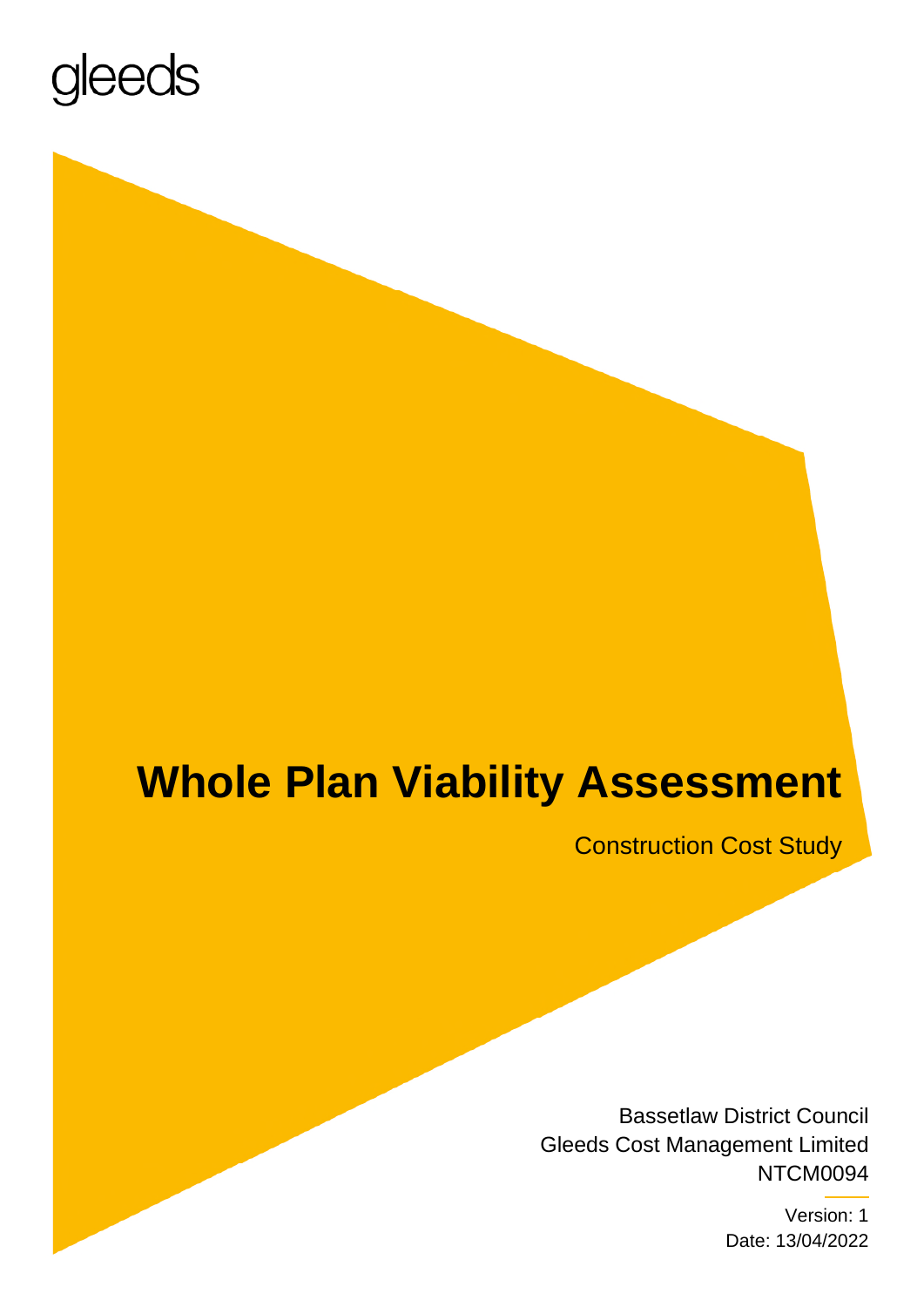gleeds

# Whole Plan Viability Assessment

Construction Cost Study

Bassetlaw District Council
Gleeds Cost Management Limited
NTCM0094

Version: 1
Date: 13/04/2022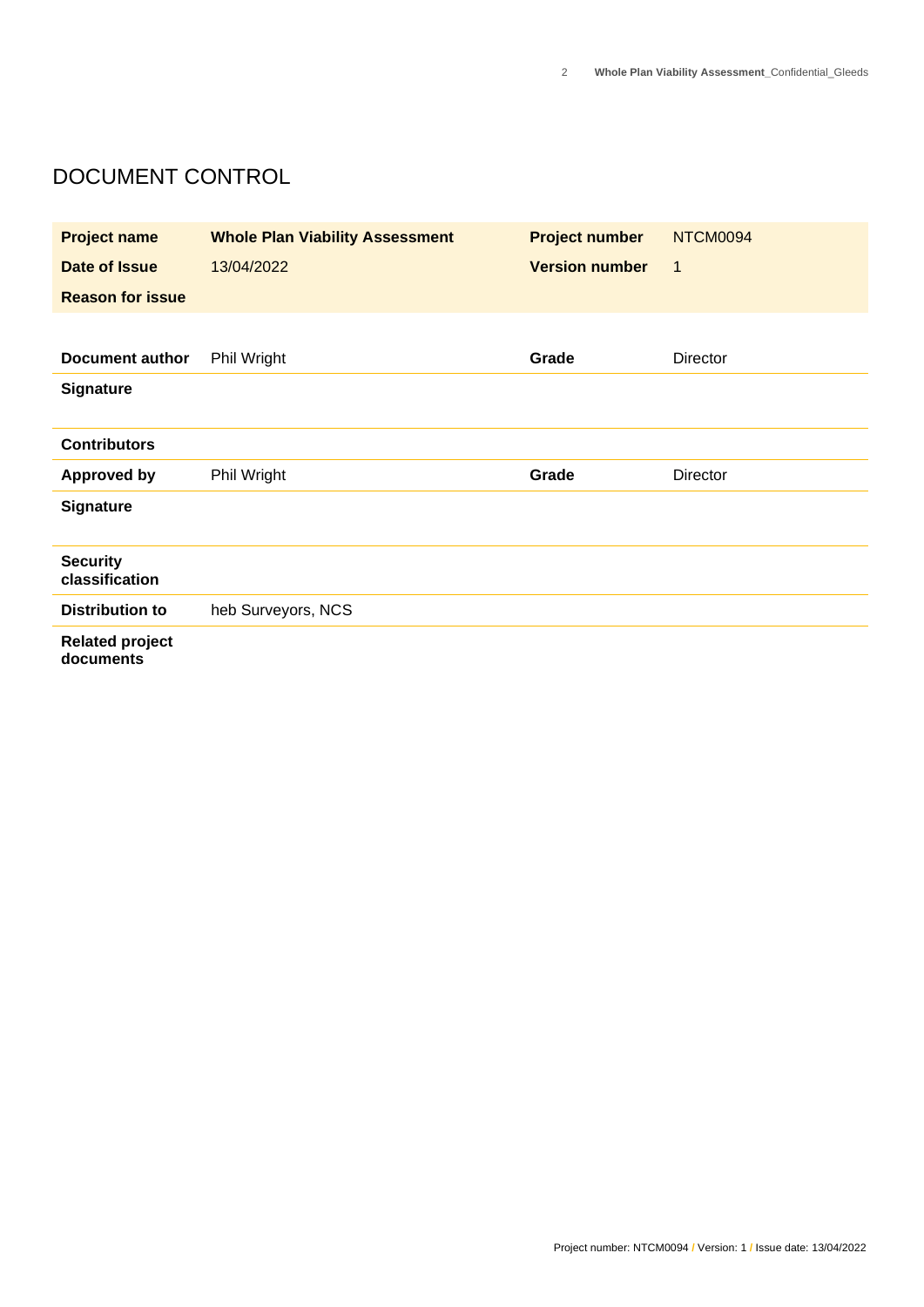# DOCUMENT CONTROL

| | | | |
|---|---|---|---|
| **Project name** | **Whole Plan Viability Assessment** | **Project number** | NTCM0094 |
| **Date of Issue** | 13/04/2022 | **Version number** | 1 |
| **Reason for issue** | | | |
| **Document author** | Phil Wright | **Grade** | Director |
| **Signature** | | | |
| **Contributors** | | | |
| **Approved by** | Phil Wright | **Grade** | Director |
| **Signature** | | | |
| **Security classification** | | | |
| **Distribution to** | heb Surveyors, NCS | | |
| **Related project documents** | | | |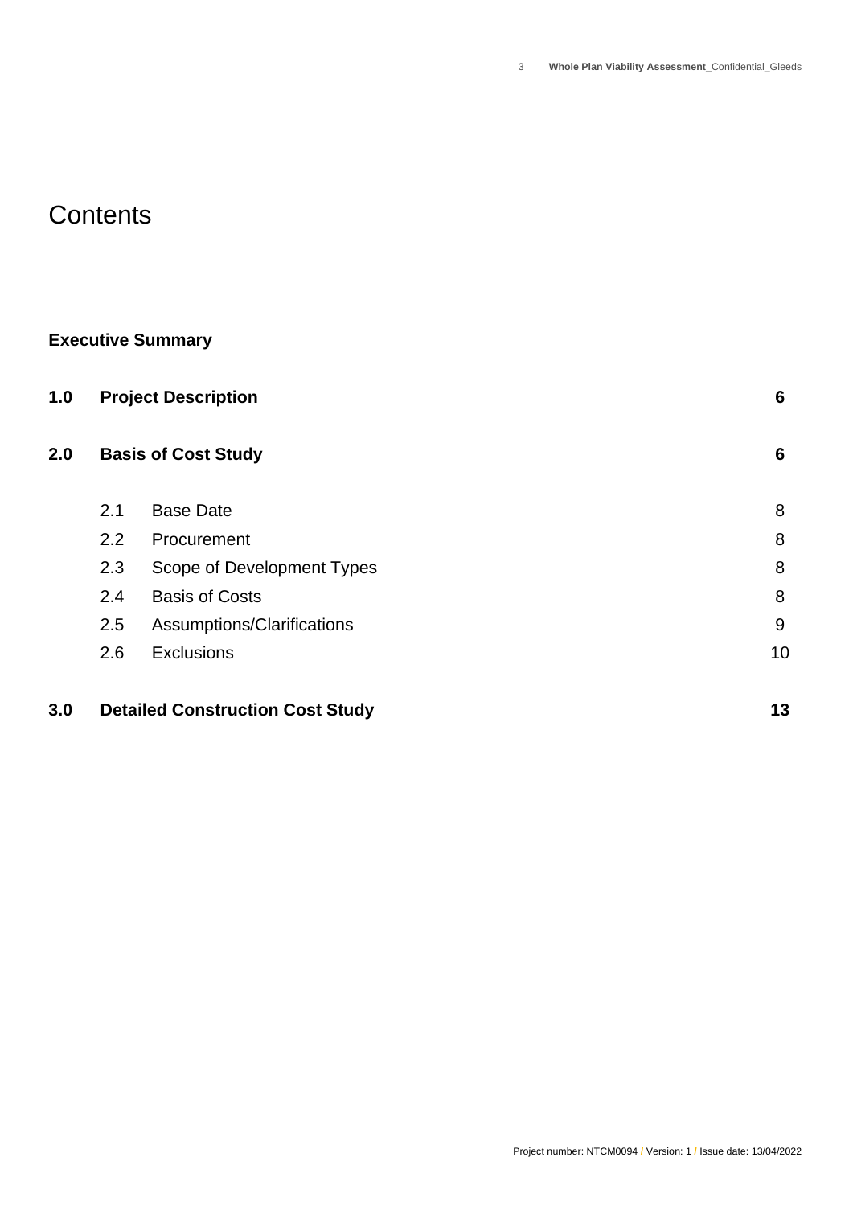# Contents

**Executive Summary**

| | | | |
|---|---|---|---|
| **1.0** | **Project Description** | | **6** |
| **2.0** | **Basis of Cost Study** | | **6** |
| | 2.1 | Base Date | 8 |
| | 2.2 | Procurement | 8 |
| | 2.3 | Scope of Development Types | 8 |
| | 2.4 | Basis of Costs | 8 |
| | 2.5 | Assumptions/Clarifications | 9 |
| | 2.6 | Exclusions | 10 |
| **3.0** | **Detailed Construction Cost Study** | | **13** |

Project number: NTCM0094 / Version: 1 / Issue date: 13/04/2022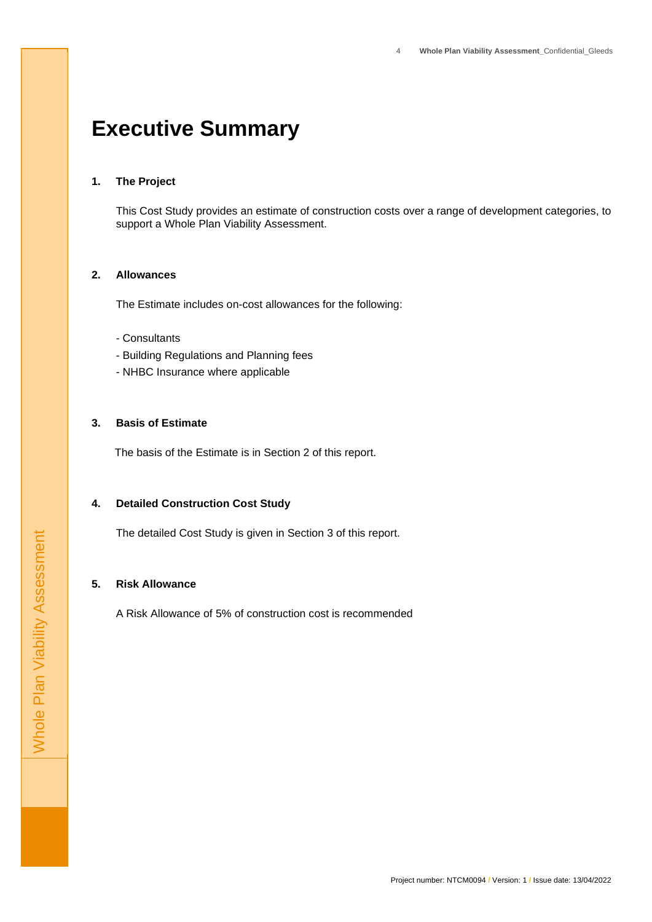# Executive Summary

## 1. The Project

This Cost Study provides an estimate of construction costs over a range of development categories, to support a Whole Plan Viability Assessment.

## 2. Allowances

The Estimate includes on-cost allowances for the following:

- Consultants
- Building Regulations and Planning fees
- NHBC Insurance where applicable

## 3. Basis of Estimate

The basis of the Estimate is in Section 2 of this report.

## 4. Detailed Construction Cost Study

The detailed Cost Study is given in Section 3 of this report.

## 5. Risk Allowance

A Risk Allowance of 5% of construction cost is recommended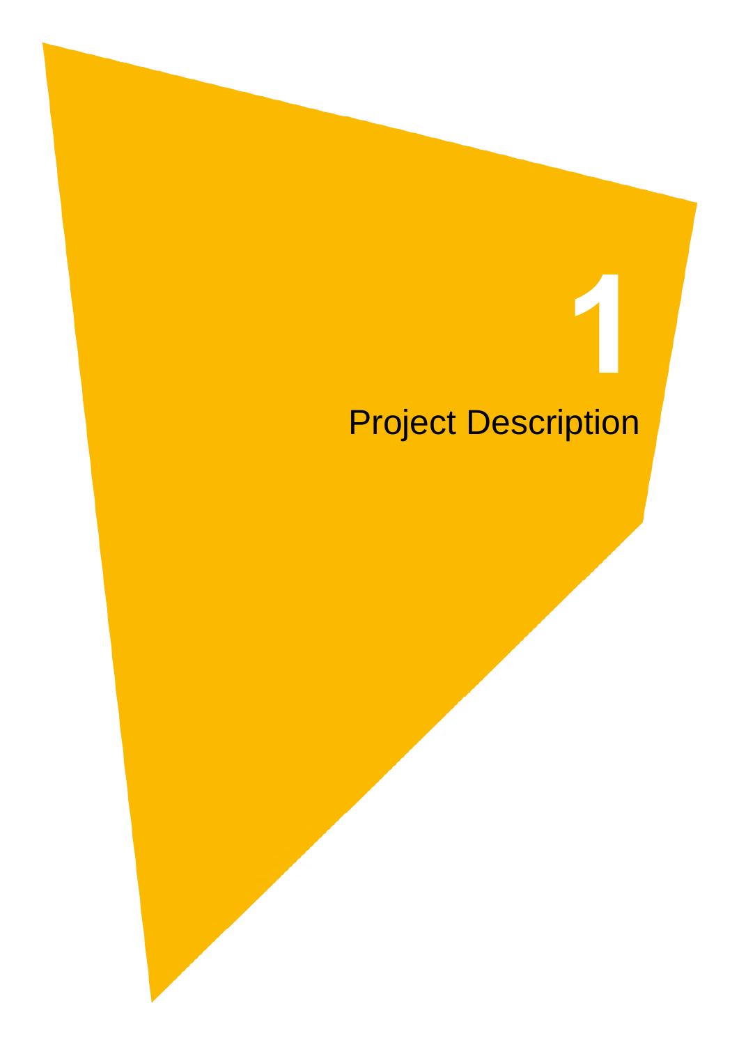# 1

# Project Description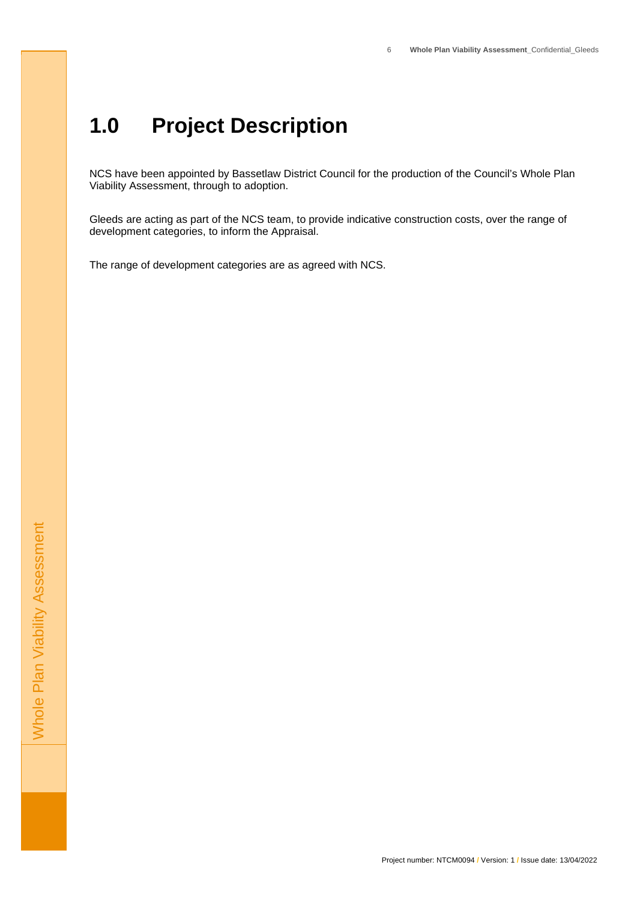# 1.0 Project Description

NCS have been appointed by Bassetlaw District Council for the production of the Council's Whole Plan Viability Assessment, through to adoption.

Gleeds are acting as part of the NCS team, to provide indicative construction costs, over the range of development categories, to inform the Appraisal.

The range of development categories are as agreed with NCS.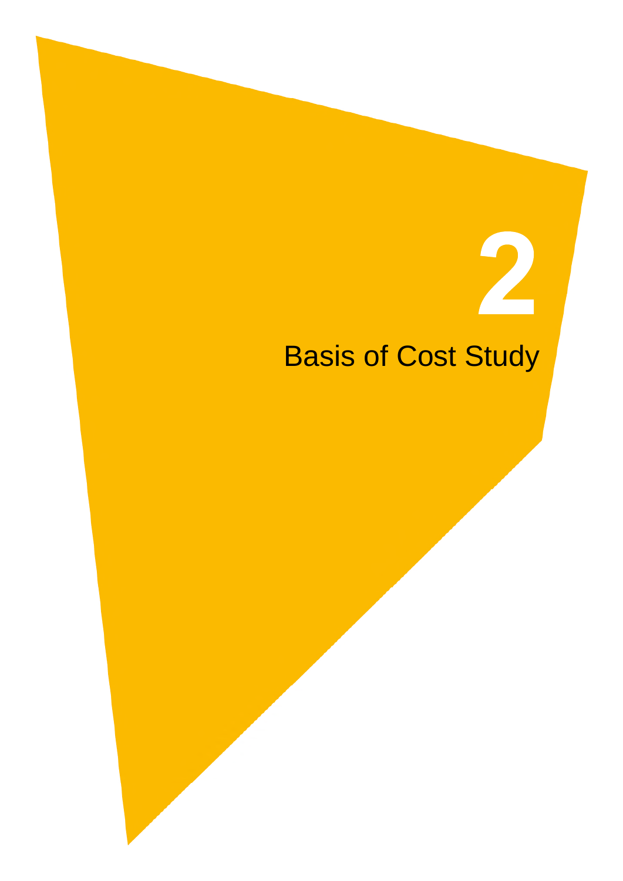# 2

# Basis of Cost Study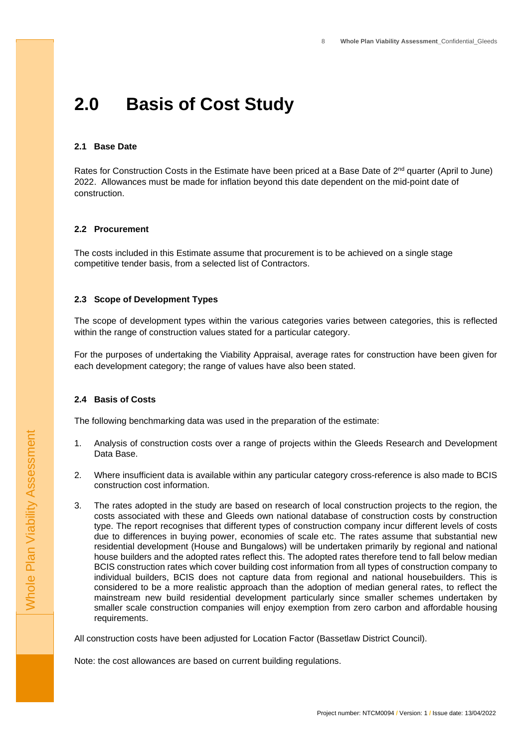# 2.0 Basis of Cost Study

### 2.1 Base Date

Rates for Construction Costs in the Estimate have been priced at a Base Date of 2nd quarter (April to June) 2022. Allowances must be made for inflation beyond this date dependent on the mid-point date of construction.

### 2.2 Procurement

The costs included in this Estimate assume that procurement is to be achieved on a single stage competitive tender basis, from a selected list of Contractors.

### 2.3 Scope of Development Types

The scope of development types within the various categories varies between categories, this is reflected within the range of construction values stated for a particular category.

For the purposes of undertaking the Viability Appraisal, average rates for construction have been given for each development category; the range of values have also been stated.

### 2.4 Basis of Costs

The following benchmarking data was used in the preparation of the estimate:

1. Analysis of construction costs over a range of projects within the Gleeds Research and Development Data Base.

2. Where insufficient data is available within any particular category cross-reference is also made to BCIS construction cost information.

3. The rates adopted in the study are based on research of local construction projects to the region, the costs associated with these and Gleeds own national database of construction costs by construction type. The report recognises that different types of construction company incur different levels of costs due to differences in buying power, economies of scale etc. The rates assume that substantial new residential development (House and Bungalows) will be undertaken primarily by regional and national house builders and the adopted rates reflect this. The adopted rates therefore tend to fall below median BCIS construction rates which cover building cost information from all types of construction company to individual builders, BCIS does not capture data from regional and national housebuilders. This is considered to be a more realistic approach than the adoption of median general rates, to reflect the mainstream new build residential development particularly since smaller schemes undertaken by smaller scale construction companies will enjoy exemption from zero carbon and affordable housing requirements.

All construction costs have been adjusted for Location Factor (Bassetlaw District Council).

Note: the cost allowances are based on current building regulations.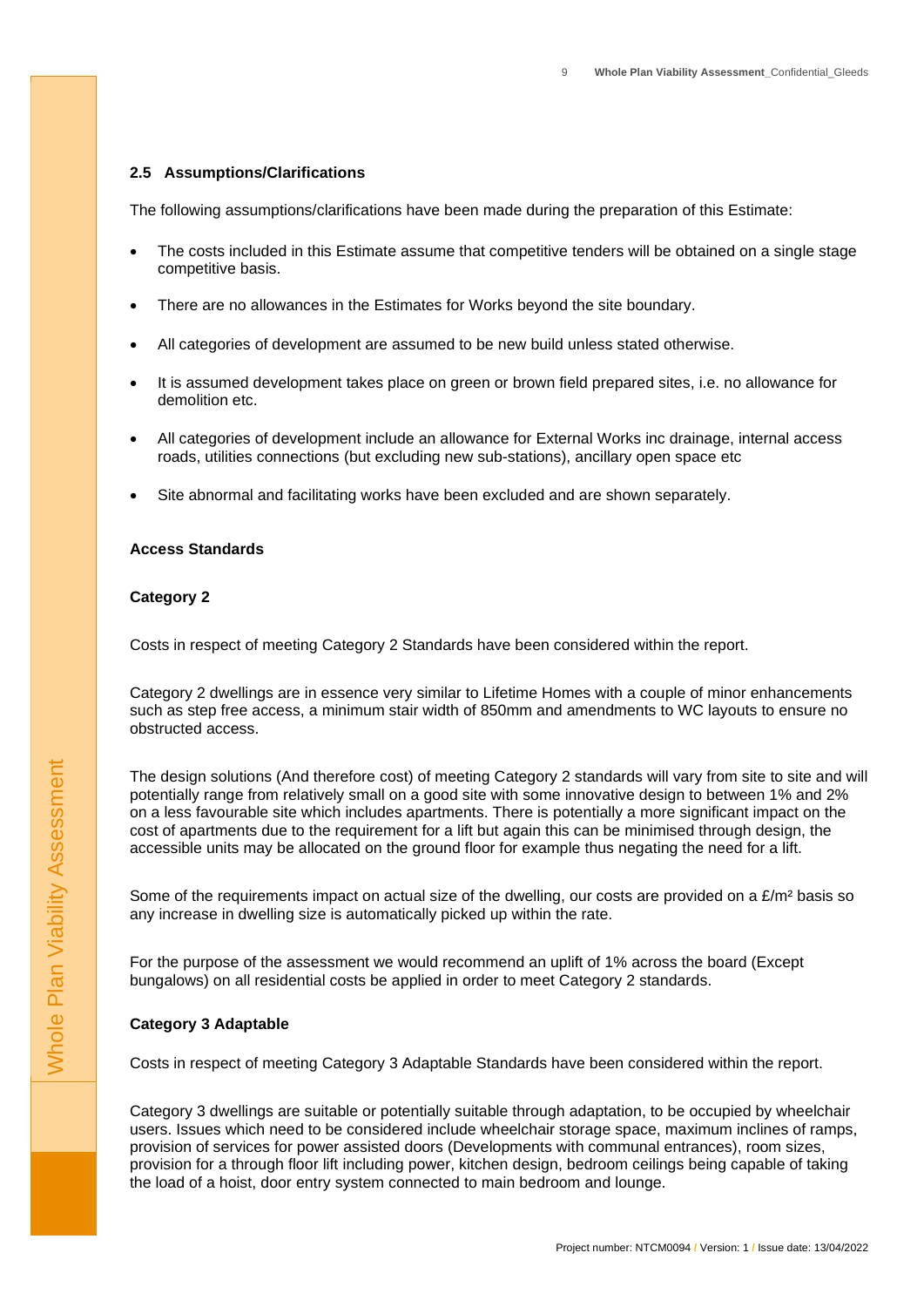### 2.5 Assumptions/Clarifications

The following assumptions/clarifications have been made during the preparation of this Estimate:

- The costs included in this Estimate assume that competitive tenders will be obtained on a single stage competitive basis.
- There are no allowances in the Estimates for Works beyond the site boundary.
- All categories of development are assumed to be new build unless stated otherwise.
- It is assumed development takes place on green or brown field prepared sites, i.e. no allowance for demolition etc.
- All categories of development include an allowance for External Works inc drainage, internal access roads, utilities connections (but excluding new sub-stations), ancillary open space etc
- Site abnormal and facilitating works have been excluded and are shown separately.

**Access Standards**

**Category 2**

Costs in respect of meeting Category 2 Standards have been considered within the report.

Category 2 dwellings are in essence very similar to Lifetime Homes with a couple of minor enhancements such as step free access, a minimum stair width of 850mm and amendments to WC layouts to ensure no obstructed access.

The design solutions (And therefore cost) of meeting Category 2 standards will vary from site to site and will potentially range from relatively small on a good site with some innovative design to between 1% and 2% on a less favourable site which includes apartments. There is potentially a more significant impact on the cost of apartments due to the requirement for a lift but again this can be minimised through design, the accessible units may be allocated on the ground floor for example thus negating the need for a lift.

Some of the requirements impact on actual size of the dwelling, our costs are provided on a £/m² basis so any increase in dwelling size is automatically picked up within the rate.

For the purpose of the assessment we would recommend an uplift of 1% across the board (Except bungalows) on all residential costs be applied in order to meet Category 2 standards.

**Category 3 Adaptable**

Costs in respect of meeting Category 3 Adaptable Standards have been considered within the report.

Category 3 dwellings are suitable or potentially suitable through adaptation, to be occupied by wheelchair users. Issues which need to be considered include wheelchair storage space, maximum inclines of ramps, provision of services for power assisted doors (Developments with communal entrances), room sizes, provision for a through floor lift including power, kitchen design, bedroom ceilings being capable of taking the load of a hoist, door entry system connected to main bedroom and lounge.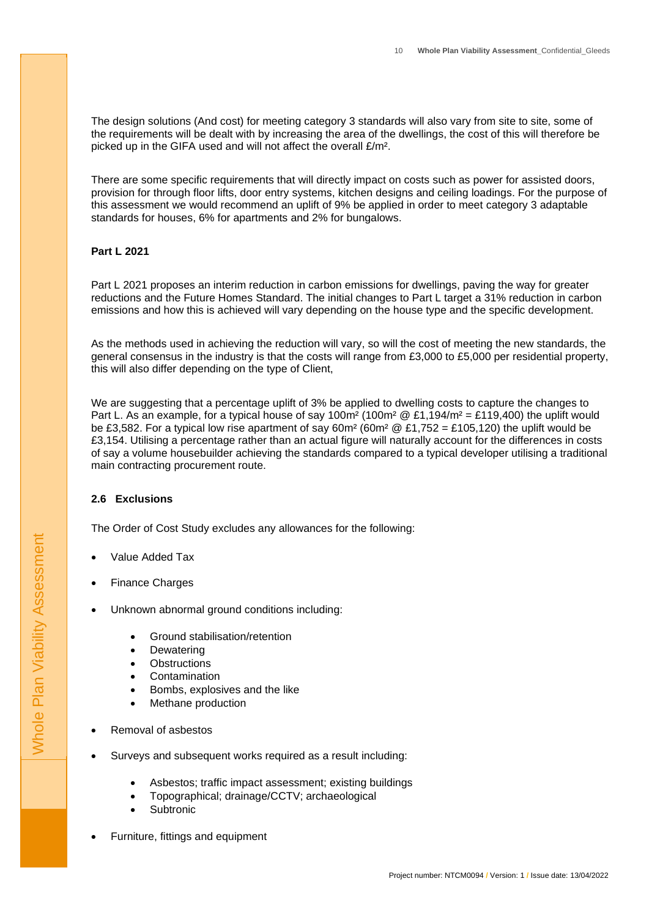The design solutions (And cost) for meeting category 3 standards will also vary from site to site, some of the requirements will be dealt with by increasing the area of the dwellings, the cost of this will therefore be picked up in the GIFA used and will not affect the overall £/m².

There are some specific requirements that will directly impact on costs such as power for assisted doors, provision for through floor lifts, door entry systems, kitchen designs and ceiling loadings. For the purpose of this assessment we would recommend an uplift of 9% be applied in order to meet category 3 adaptable standards for houses, 6% for apartments and 2% for bungalows.

**Part L 2021**

Part L 2021 proposes an interim reduction in carbon emissions for dwellings, paving the way for greater reductions and the Future Homes Standard. The initial changes to Part L target a 31% reduction in carbon emissions and how this is achieved will vary depending on the house type and the specific development.

As the methods used in achieving the reduction will vary, so will the cost of meeting the new standards, the general consensus in the industry is that the costs will range from £3,000 to £5,000 per residential property, this will also differ depending on the type of Client,

We are suggesting that a percentage uplift of 3% be applied to dwelling costs to capture the changes to Part L. As an example, for a typical house of say 100m² (100m² @ £1,194/m² = £119,400) the uplift would be £3,582. For a typical low rise apartment of say 60m² (60m² @ £1,752 = £105,120) the uplift would be £3,154. Utilising a percentage rather than an actual figure will naturally account for the differences in costs of say a volume housebuilder achieving the standards compared to a typical developer utilising a traditional main contracting procurement route.

### 2.6 Exclusions

The Order of Cost Study excludes any allowances for the following:

- Value Added Tax
- Finance Charges
- Unknown abnormal ground conditions including:
  - Ground stabilisation/retention
  - Dewatering
  - Obstructions
  - Contamination
  - Bombs, explosives and the like
  - Methane production
- Removal of asbestos
- Surveys and subsequent works required as a result including:
  - Asbestos; traffic impact assessment; existing buildings
  - Topographical; drainage/CCTV; archaeological
  - Subtronic
- Furniture, fittings and equipment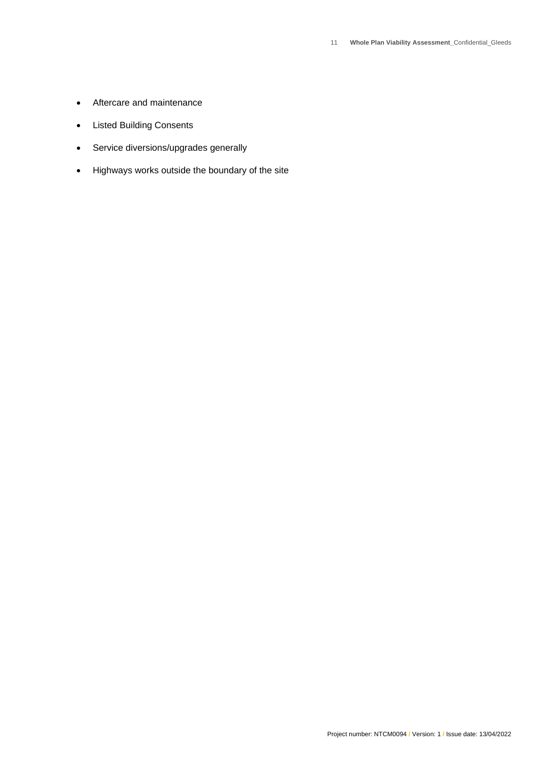- Aftercare and maintenance
- Listed Building Consents
- Service diversions/upgrades generally
- Highways works outside the boundary of the site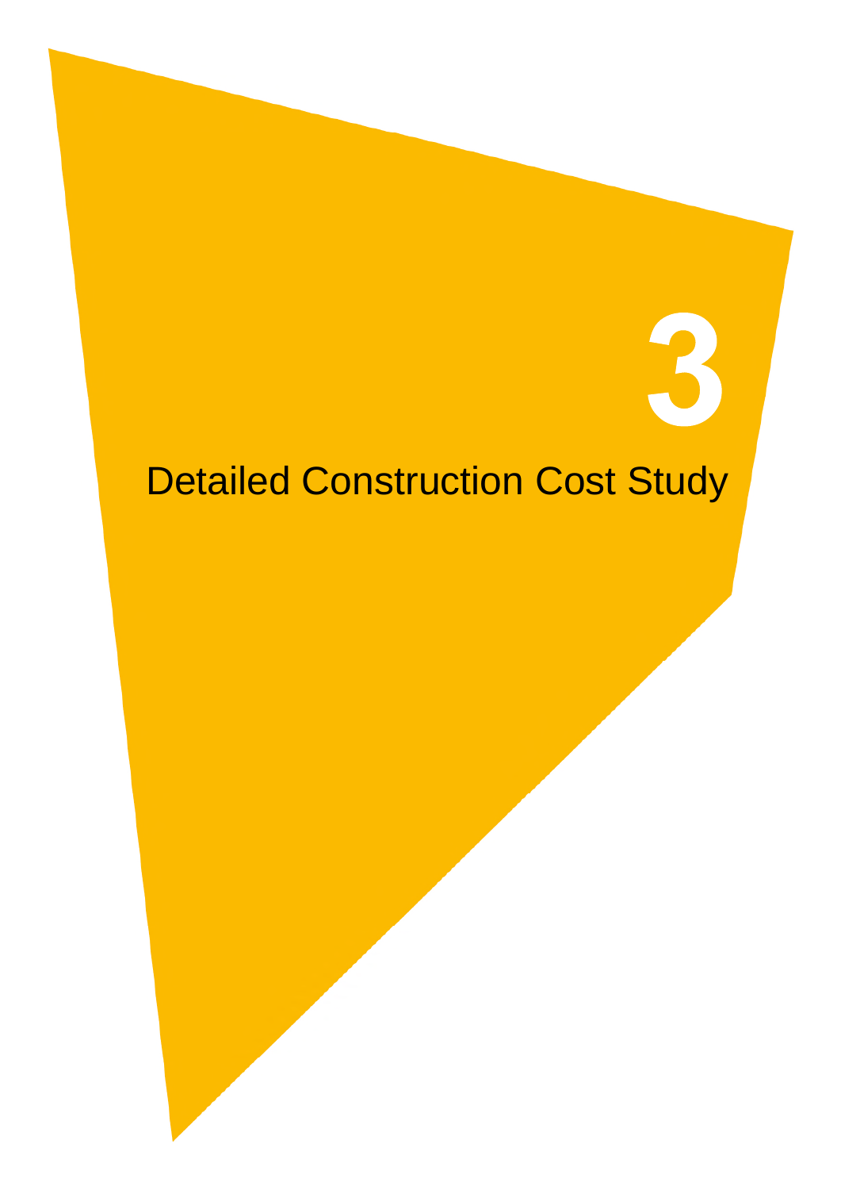# 3

# Detailed Construction Cost Study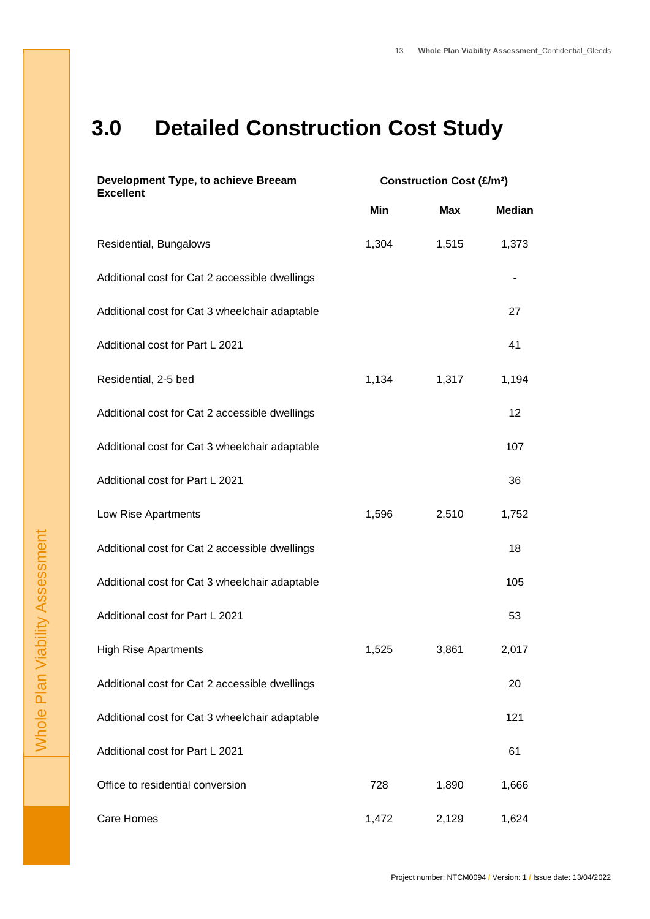# 3.0 Detailed Construction Cost Study

| Development Type, to achieve Breeam Excellent | Construction Cost (£/m²) | | |
|---|---|---|---|
| | Min | Max | Median |
| Residential, Bungalows | 1,304 | 1,515 | 1,373 |
| Additional cost for Cat 2 accessible dwellings | | | - |
| Additional cost for Cat 3 wheelchair adaptable | | | 27 |
| Additional cost for Part L 2021 | | | 41 |
| Residential, 2-5 bed | 1,134 | 1,317 | 1,194 |
| Additional cost for Cat 2 accessible dwellings | | | 12 |
| Additional cost for Cat 3 wheelchair adaptable | | | 107 |
| Additional cost for Part L 2021 | | | 36 |
| Low Rise Apartments | 1,596 | 2,510 | 1,752 |
| Additional cost for Cat 2 accessible dwellings | | | 18 |
| Additional cost for Cat 3 wheelchair adaptable | | | 105 |
| Additional cost for Part L 2021 | | | 53 |
| High Rise Apartments | 1,525 | 3,861 | 2,017 |
| Additional cost for Cat 2 accessible dwellings | | | 20 |
| Additional cost for Cat 3 wheelchair adaptable | | | 121 |
| Additional cost for Part L 2021 | | | 61 |
| Office to residential conversion | 728 | 1,890 | 1,666 |
| Care Homes | 1,472 | 2,129 | 1,624 |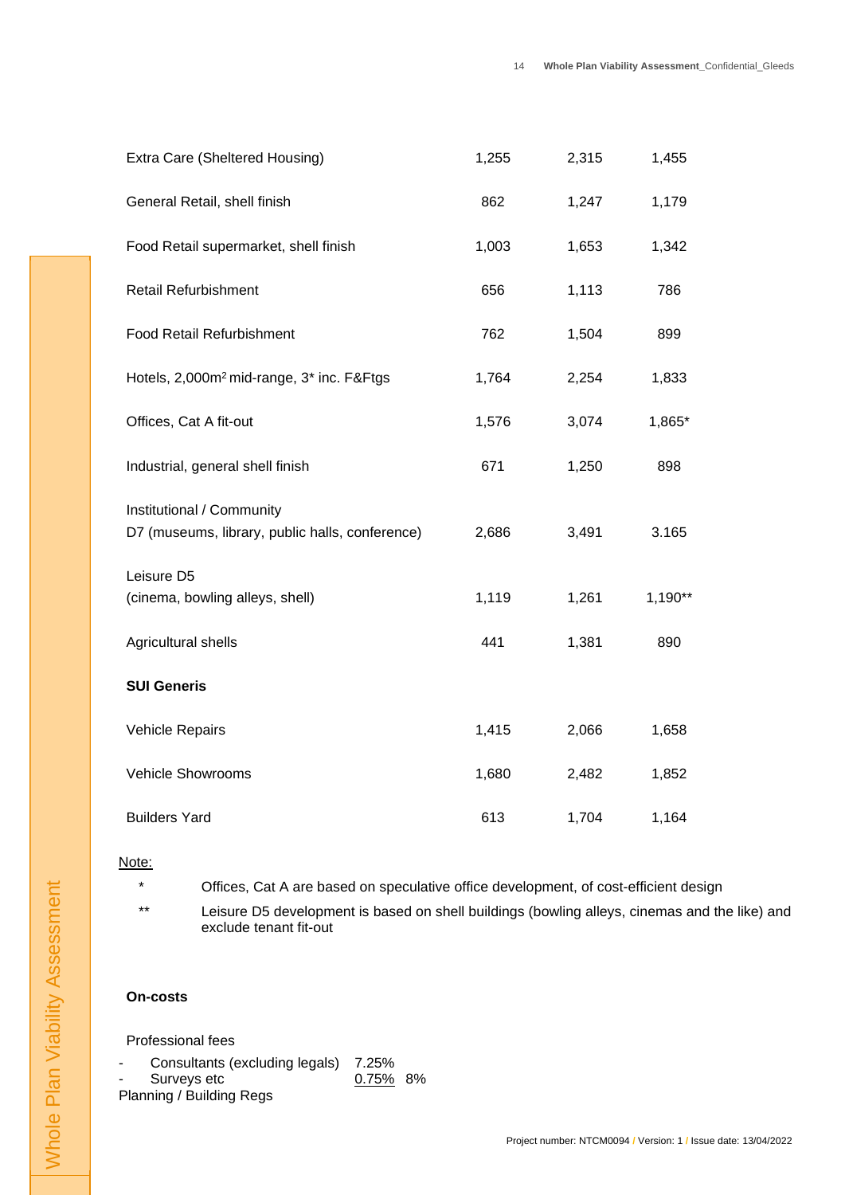| | | | |
|---|---|---|---|
| Extra Care (Sheltered Housing) | 1,255 | 2,315 | 1,455 |
| General Retail, shell finish | 862 | 1,247 | 1,179 |
| Food Retail supermarket, shell finish | 1,003 | 1,653 | 1,342 |
| Retail Refurbishment | 656 | 1,113 | 786 |
| Food Retail Refurbishment | 762 | 1,504 | 899 |
| Hotels, 2,000m² mid-range, 3* inc. F&Ftgs | 1,764 | 2,254 | 1,833 |
| Offices, Cat A fit-out | 1,576 | 3,074 | 1,865* |
| Industrial, general shell finish | 671 | 1,250 | 898 |
| Institutional / Community D7 (museums, library, public halls, conference) | 2,686 | 3,491 | 3.165 |
| Leisure D5 (cinema, bowling alleys, shell) | 1,119 | 1,261 | 1,190** |
| Agricultural shells | 441 | 1,381 | 890 |
| **SUI Generis** | | | |
| Vehicle Repairs | 1,415 | 2,066 | 1,658 |
| Vehicle Showrooms | 1,680 | 2,482 | 1,852 |
| Builders Yard | 613 | 1,704 | 1,164 |

Note:

\* Offices, Cat A are based on speculative office development, of cost-efficient design

\** Leisure D5 development is based on shell buildings (bowling alleys, cinemas and the like) and exclude tenant fit-out

**On-costs**

Professional fees

- Consultants (excluding legals) 7.25%
- Surveys etc 0.75% 8%

Planning / Building Regs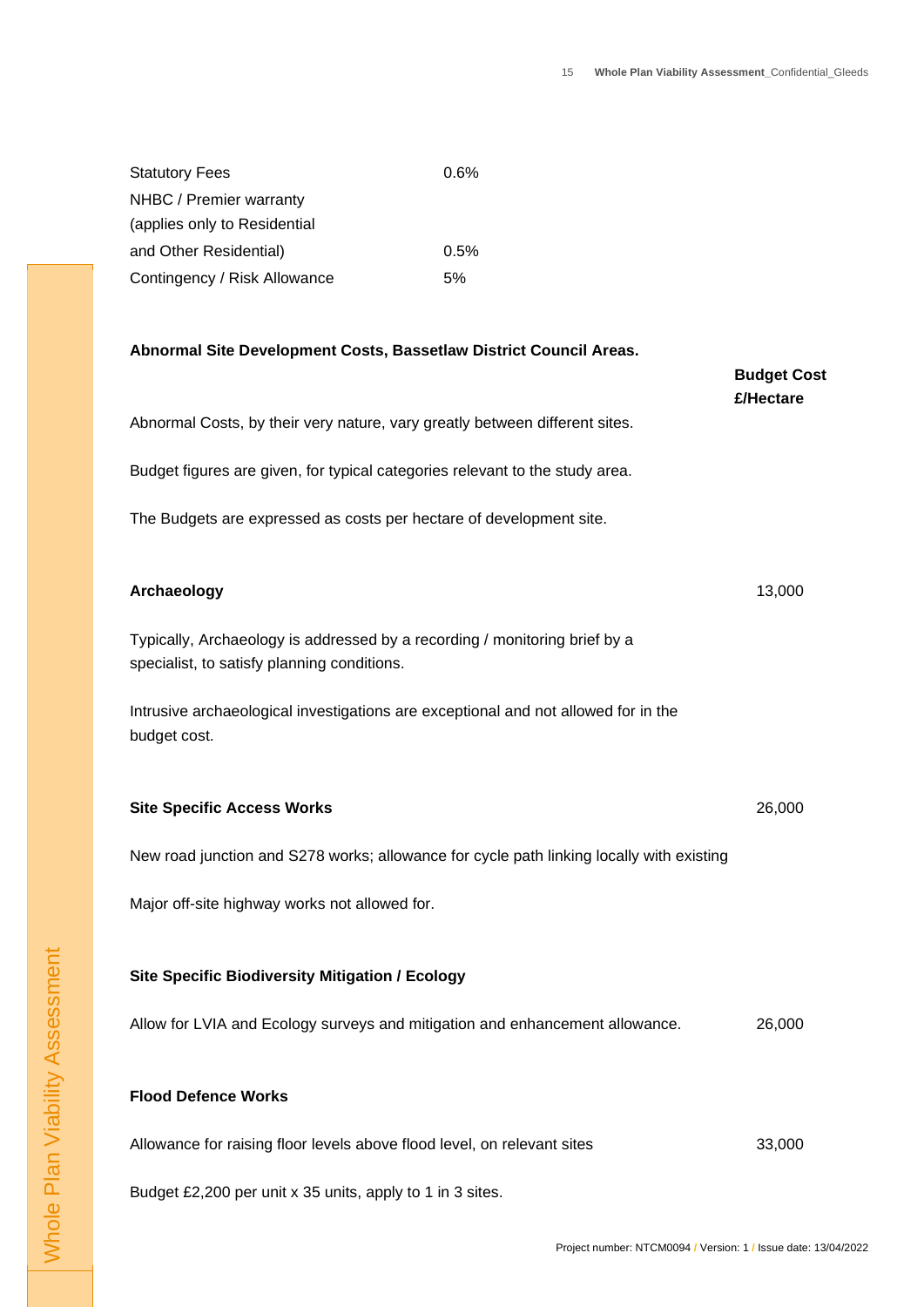| | |
|---|---|
| Statutory Fees | 0.6% |
| NHBC / Premier warranty (applies only to Residential and Other Residential) | 0.5% |
| Contingency / Risk Allowance | 5% |

**Abnormal Site Development Costs, Bassetlaw District Council Areas.**

**Budget Cost £/Hectare**

Abnormal Costs, by their very nature, vary greatly between different sites.

Budget figures are given, for typical categories relevant to the study area.

The Budgets are expressed as costs per hectare of development site.

**Archaeology** 13,000

Typically, Archaeology is addressed by a recording / monitoring brief by a specialist, to satisfy planning conditions.

Intrusive archaeological investigations are exceptional and not allowed for in the budget cost.

**Site Specific Access Works** 26,000

New road junction and S278 works; allowance for cycle path linking locally with existing

Major off-site highway works not allowed for.

**Site Specific Biodiversity Mitigation / Ecology**

Allow for LVIA and Ecology surveys and mitigation and enhancement allowance. 26,000

**Flood Defence Works**

Allowance for raising floor levels above flood level, on relevant sites 33,000

Budget £2,200 per unit x 35 units, apply to 1 in 3 sites.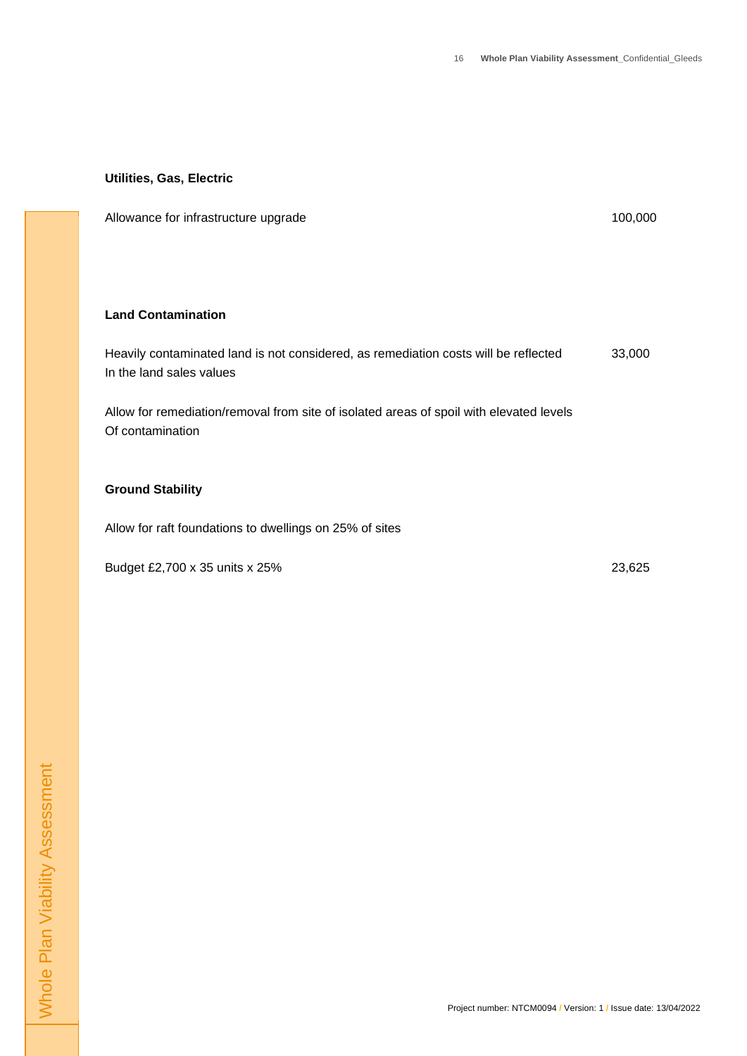**Utilities, Gas, Electric**

| | |
|---|---|
| Allowance for infrastructure upgrade | 100,000 |

**Land Contamination**

| | |
|---|---|
| Heavily contaminated land is not considered, as remediation costs will be reflected In the land sales values | 33,000 |
| Allow for remediation/removal from site of isolated areas of spoil with elevated levels Of contamination | |

**Ground Stability**

| | |
|---|---|
| Allow for raft foundations to dwellings on 25% of sites | |
| Budget £2,700 x 35 units x 25% | 23,625 |